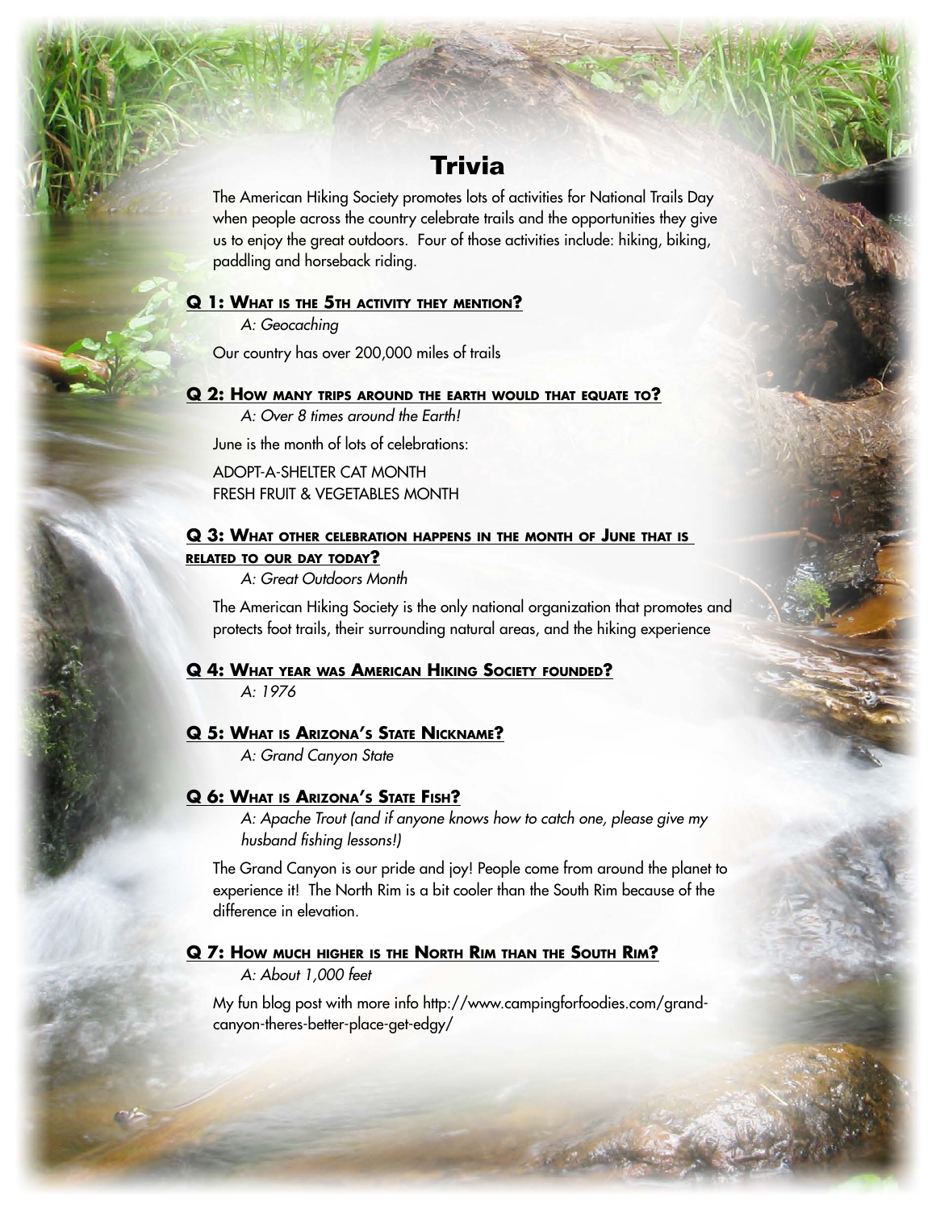# Trivia

The American Hiking Society promotes lots of activities for National Trails Day when people across the country celebrate trails and the opportunities they give us to enjoy the great outdoors. Four of those activities include: hiking, biking, paddling and horseback riding.

**Q 1: What is the 5th activity they mention?**

*A: Geocaching*

Our country has over 200,000 miles of trails

**Q 2: How many trips around the earth would that equate to?**

*A: Over 8 times around the Earth!*

June is the month of lots of celebrations:

ADOPT-A-SHELTER CAT MONTH
FRESH FRUIT & VEGETABLES MONTH

**Q 3: What other celebration happens in the month of June that is related to our day today?**

*A: Great Outdoors Month*

The American Hiking Society is the only national organization that promotes and protects foot trails, their surrounding natural areas, and the hiking experience

**Q 4: What year was American Hiking Society founded?**

*A: 1976*

**Q 5: What is Arizona's State Nickname?**

*A: Grand Canyon State*

**Q 6: What is Arizona's State Fish?**

*A: Apache Trout (and if anyone knows how to catch one, please give my husband fishing lessons!)*

The Grand Canyon is our pride and joy! People come from around the planet to experience it! The North Rim is a bit cooler than the South Rim because of the difference in elevation.

**Q 7: How much higher is the North Rim than the South Rim?**

*A: About 1,000 feet*

My fun blog post with more info http://www.campingforfoodies.com/grand-canyon-theres-better-place-get-edgy/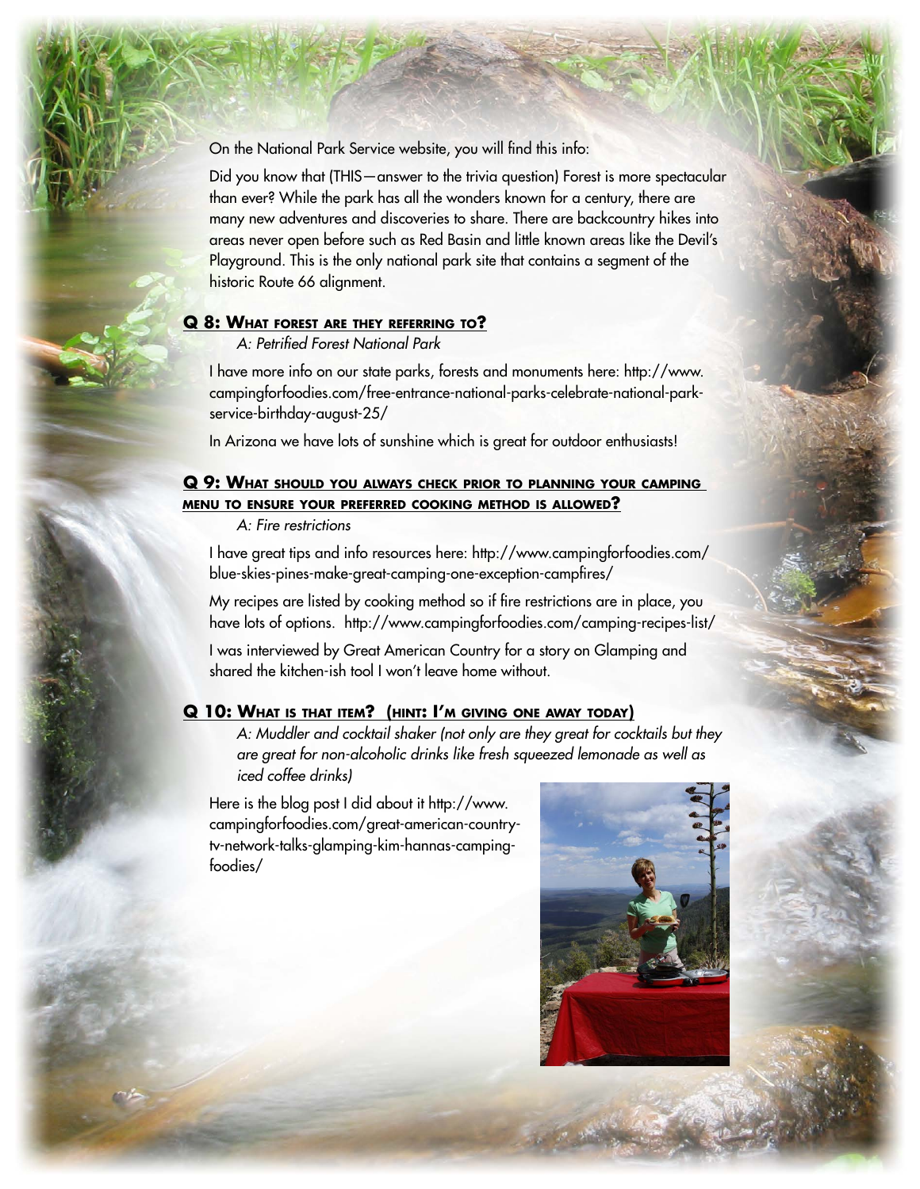On the National Park Service website, you will find this info:

Did you know that (THIS—answer to the trivia question) Forest is more spectacular than ever? While the park has all the wonders known for a century, there are many new adventures and discoveries to share. There are backcountry hikes into areas never open before such as Red Basin and little known areas like the Devil's Playground. This is the only national park site that contains a segment of the historic Route 66 alignment.

**Q 8: What forest are they referring to?**

*A: Petrified Forest National Park*

I have more info on our state parks, forests and monuments here: http://www.campingforfoodies.com/free-entrance-national-parks-celebrate-national-park-service-birthday-august-25/

In Arizona we have lots of sunshine which is great for outdoor enthusiasts!

**Q 9: What should you always check prior to planning your camping menu to ensure your preferred cooking method is allowed?**

*A: Fire restrictions*

I have great tips and info resources here: http://www.campingforfoodies.com/blue-skies-pines-make-great-camping-one-exception-campfires/

My recipes are listed by cooking method so if fire restrictions are in place, you have lots of options. http://www.campingforfoodies.com/camping-recipes-list/

I was interviewed by Great American Country for a story on Glamping and shared the kitchen-ish tool I won't leave home without.

**Q 10: What is that item? (hint: I'm giving one away today)**

*A: Muddler and cocktail shaker (not only are they great for cocktails but they are great for non-alcoholic drinks like fresh squeezed lemonade as well as iced coffee drinks)*

Here is the blog post I did about it http://www.campingforfoodies.com/great-american-country-tv-network-talks-glamping-kim-hannas-camping-foodies/